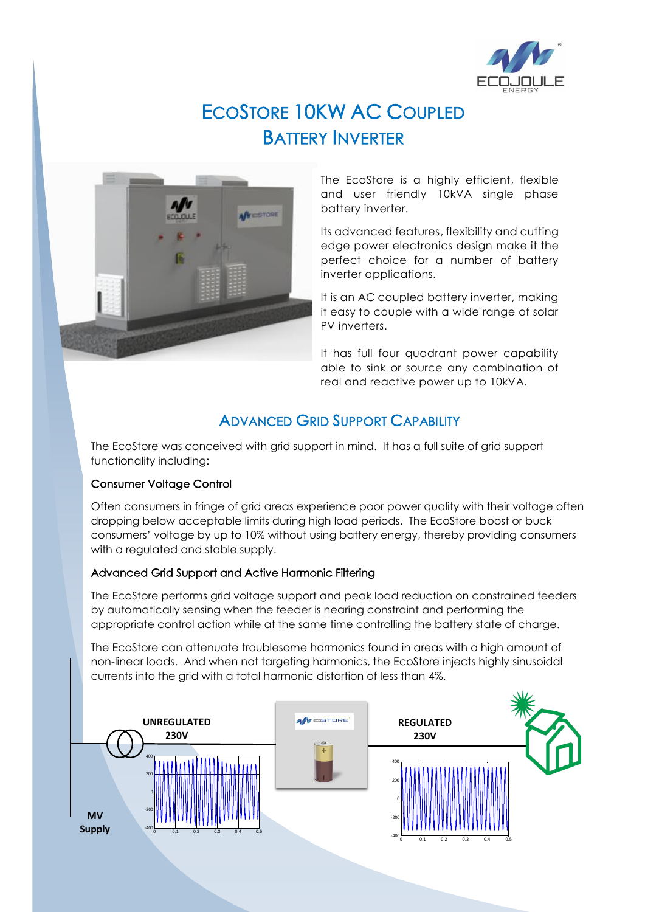# EcoStore 10KW AC Coupled Battery Inverter

The EcoStore is a highly efficient, flexible and user friendly 10kVA single phase battery inverter.

Its advanced features, flexibility and cutting edge power electronics design make it the perfect choice for a number of battery inverter applications.

It is an AC coupled battery inverter, making it easy to couple with a wide range of solar PV inverters.

It has full four quadrant power capability able to sink or source any combination of real and reactive power up to 10kVA.

## Advanced Grid Support Capability

The EcoStore was conceived with grid support in mind. It has a full suite of grid support functionality including:

### Consumer Voltage Control

Often consumers in fringe of grid areas experience poor power quality with their voltage often dropping below acceptable limits during high load periods. The EcoStore boost or buck consumers' voltage by up to 10% without using battery energy, thereby providing consumers with a regulated and stable supply.

### Advanced Grid Support and Active Harmonic Filtering

The EcoStore performs grid voltage support and peak load reduction on constrained feeders by automatically sensing when the feeder is nearing constraint and performing the appropriate control action while at the same time controlling the battery state of charge.

The EcoStore can attenuate troublesome harmonics found in areas with a high amount of non-linear loads. And when not targeting harmonics, the EcoStore injects highly sinusoidal currents into the grid with a total harmonic distortion of less than 4%.

**UNREGULATED 230V**

**REGULATED 230V**

**MV Supply**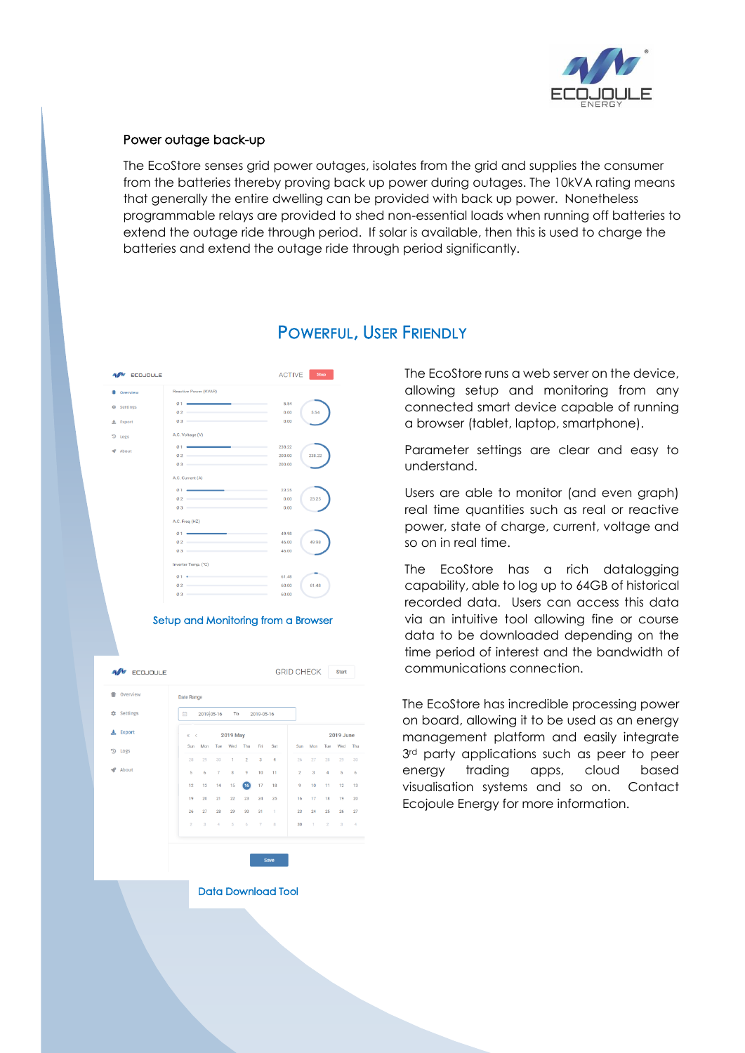## Power outage back-up

The EcoStore senses grid power outages, isolates from the grid and supplies the consumer from the batteries thereby proving back up power during outages. The 10kVA rating means that generally the entire dwelling can be provided with back up power. Nonetheless programmable relays are provided to shed non-essential loads when running off batteries to extend the outage ride through period. If solar is available, then this is used to charge the batteries and extend the outage ride through period significantly.

## Powerful, User Friendly

Setup and Monitoring from a Browser

Data Download Tool

The EcoStore runs a web server on the device, allowing setup and monitoring from any connected smart device capable of running a browser (tablet, laptop, smartphone).

Parameter settings are clear and easy to understand.

Users are able to monitor (and even graph) real time quantities such as real or reactive power, state of charge, current, voltage and so on in real time.

The EcoStore has a rich datalogging capability, able to log up to 64GB of historical recorded data. Users can access this data via an intuitive tool allowing fine or course data to be downloaded depending on the time period of interest and the bandwidth of communications connection.

The EcoStore has incredible processing power on board, allowing it to be used as an energy management platform and easily integrate 3rd party applications such as peer to peer energy trading apps, cloud based visualisation systems and so on. Contact Ecojoule Energy for more information.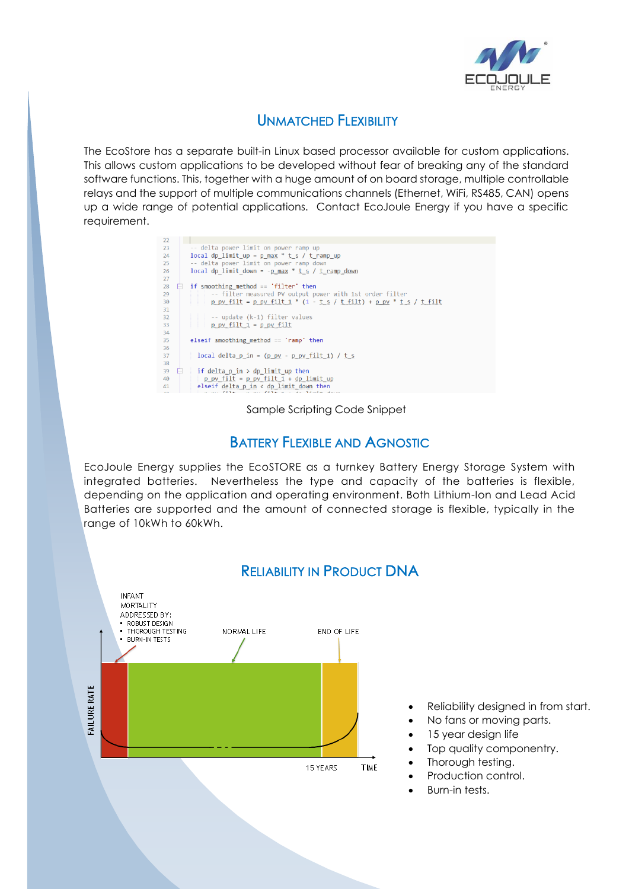## Unmatched Flexibility

The EcoStore has a separate built-in Linux based processor available for custom applications. This allows custom applications to be developed without fear of breaking any of the standard software functions. This, together with a huge amount of on board storage, multiple controllable relays and the support of multiple communications channels (Ethernet, WiFi, RS485, CAN) opens up a wide range of potential applications. Contact EcoJoule Energy if you have a specific requirement.

```
22
23      -- delta power limit on power ramp up
24      local dp_limit_up = p_max * t_s / t_ramp_up
25      -- delta power limit on power ramp down
26      local dp_limit_down = -p_max * t_s / t_ramp_down
27
28      if smoothing_method == 'filter' then
29          -- filter measured PV output power with 1st order filter
30          p_pv_filt = p_pv_filt_1 * (1 - t_s / t_filt) + p_pv * t_s / t_filt
31
32          -- update (k-1) filter values
33          p_pv_filt_1 = p_pv_filt
34
35      elseif smoothing_method == 'ramp' then
36
37        local delta_p_in = (p_pv - p_pv_filt_1) / t_s
38
39        if delta_p_in > dp_limit_up then
40          p_pv_filt = p_pv_filt_1 + dp_limit_up
41        elseif delta_p_in < dp_limit_down then
```

Sample Scripting Code Snippet

## Battery Flexible and Agnostic

EcoJoule Energy supplies the EcoSTORE as a turnkey Battery Energy Storage System with integrated batteries. Nevertheless the type and capacity of the batteries is flexible, depending on the application and operating environment. Both Lithium-Ion and Lead Acid Batteries are supported and the amount of connected storage is flexible, typically in the range of 10kWh to 60kWh.

## Reliability in Product DNA

INFANT MORTALITY ADDRESSED BY:
- ROBUST DESIGN
- THOROUGH TESTING
- BURN-IN TESTS

NORMAL LIFE

END OF LIFE

FAILURE RATE

15 YEARS

TIME

- Reliability designed in from start.
- No fans or moving parts.
- 15 year design life
- Top quality componentry.
- Thorough testing.
- Production control.
- Burn-in tests.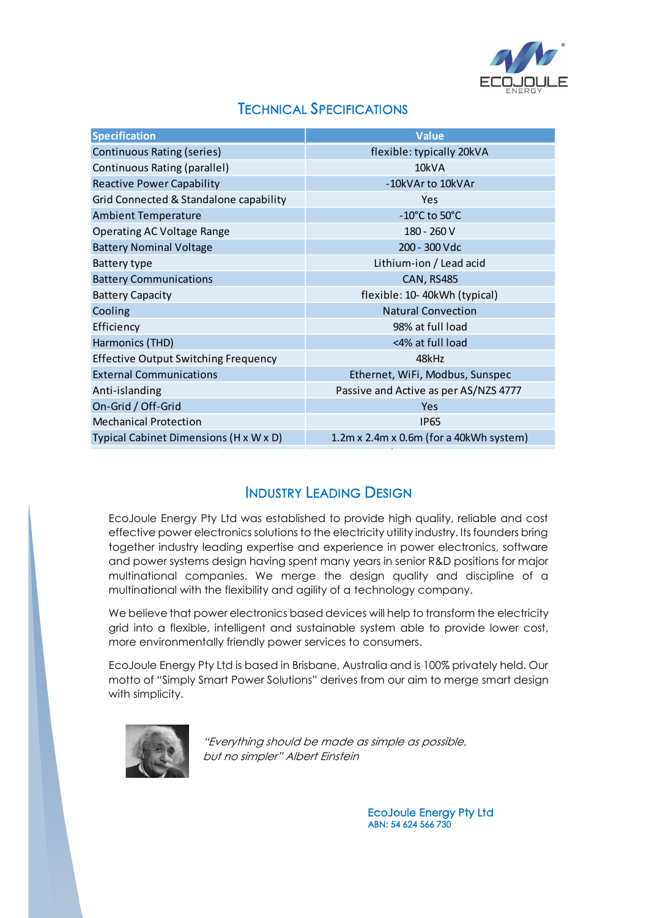## Technical Specifications

| Specification | Value |
|---|---|
| Continuous Rating (series) | flexible: typically 20kVA |
| Continuous Rating (parallel) | 10kVA |
| Reactive Power Capability | -10kVAr to 10kVAr |
| Grid Connected & Standalone capability | Yes |
| Ambient Temperature | -10°C to 50°C |
| Operating AC Voltage Range | 180 - 260 V |
| Battery Nominal Voltage | 200 - 300 Vdc |
| Battery type | Lithium-ion / Lead acid |
| Battery Communications | CAN, RS485 |
| Battery Capacity | flexible: 10- 40kWh (typical) |
| Cooling | Natural Convection |
| Efficiency | 98% at full load |
| Harmonics (THD) | <4% at full load |
| Effective Output Switching Frequency | 48kHz |
| External Communications | Ethernet, WiFi, Modbus, Sunspec |
| Anti-islanding | Passive and Active as per AS/NZS 4777 |
| On-Grid / Off-Grid | Yes |
| Mechanical Protection | IP65 |
| Typical Cabinet Dimensions (H x W x D) | 1.2m x 2.4m x 0.6m (for a 40kWh system) |

## Industry Leading Design

EcoJoule Energy Pty Ltd was established to provide high quality, reliable and cost effective power electronics solutions to the electricity utility industry. Its founders bring together industry leading expertise and experience in power electronics, software and power systems design having spent many years in senior R&D positions for major multinational companies. We merge the design quality and discipline of a multinational with the flexibility and agility of a technology company.

We believe that power electronics based devices will help to transform the electricity grid into a flexible, intelligent and sustainable system able to provide lower cost, more environmentally friendly power services to consumers.

EcoJoule Energy Pty Ltd is based in Brisbane, Australia and is 100% privately held. Our motto of "Simply Smart Power Solutions" derives from our aim to merge smart design with simplicity.

*"Everything should be made as simple as possible, but no simpler" Albert Einstein*

EcoJoule Energy Pty Ltd
ABN: 54 624 566 730